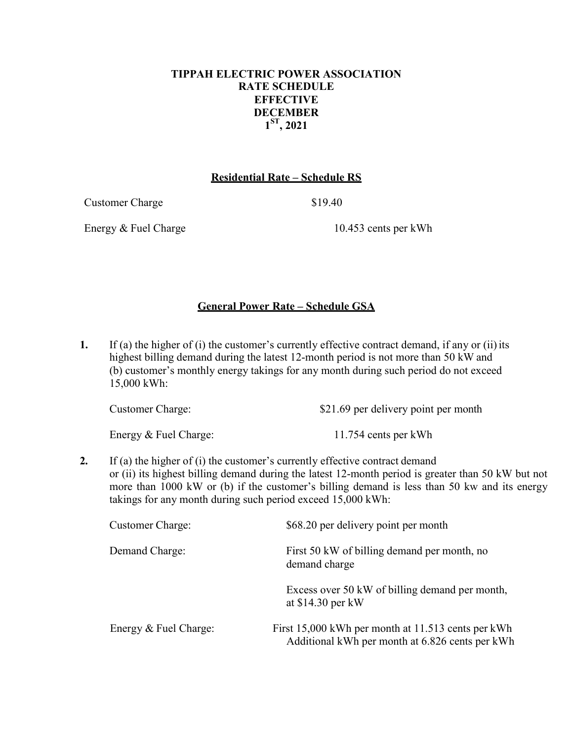**TIPPAH ELECTRIC POWER ASSOCIATION**
**RATE SCHEDULE**
**EFFECTIVE**
**DECEMBER**
**1ST, 2021**

## Residential Rate – Schedule RS

Customer Charge $19.40

Energy & Fuel Charge 10.453 cents per kWh

## General Power Rate – Schedule GSA

**1.** If (a) the higher of (i) the customer's currently effective contract demand, if any or (ii) its highest billing demand during the latest 12-month period is not more than 50 kW and (b) customer's monthly energy takings for any month during such period do not exceed 15,000 kWh:

Customer Charge: $21.69 per delivery point per month

Energy & Fuel Charge: 11.754 cents per kWh

**2.** If (a) the higher of (i) the customer's currently effective contract demand or (ii) its highest billing demand during the latest 12-month period is greater than 50 kW but not more than 1000 kW or (b) if the customer's billing demand is less than 50 kw and its energy takings for any month during such period exceed 15,000 kWh:

Customer Charge: $68.20 per delivery point per month

Demand Charge: First 50 kW of billing demand per month, no demand charge

Excess over 50 kW of billing demand per month, at $14.30 per kW

Energy & Fuel Charge: First 15,000 kWh per month at 11.513 cents per kWh
Additional kWh per month at 6.826 cents per kWh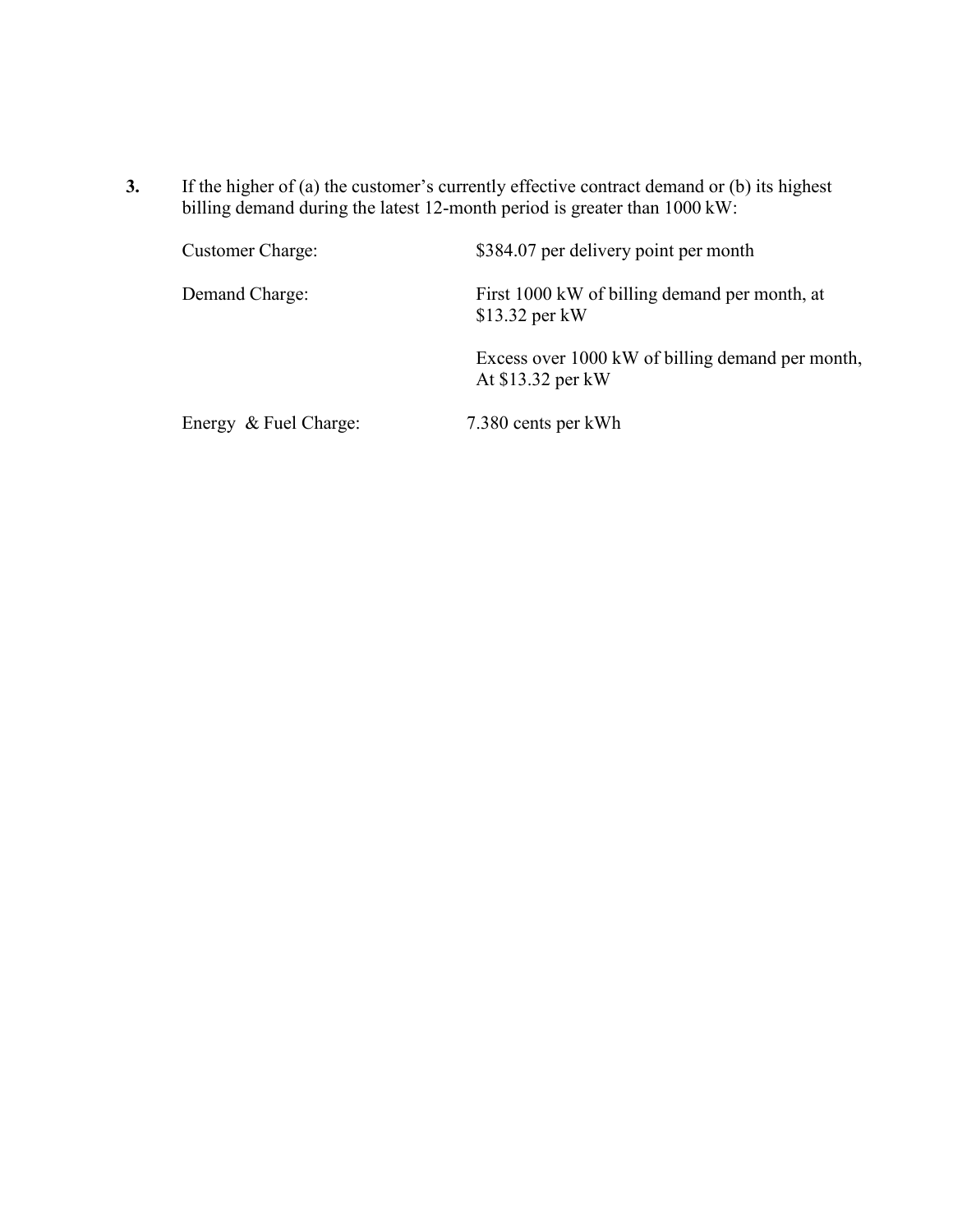**3.** If the higher of (a) the customer's currently effective contract demand or (b) its highest billing demand during the latest 12-month period is greater than 1000 kW:

| | |
|---|---|
| Customer Charge: | $384.07 per delivery point per month |
| Demand Charge: | First 1000 kW of billing demand per month, at $13.32 per kW |
| | Excess over 1000 kW of billing demand per month, At $13.32 per kW |
| Energy & Fuel Charge: | 7.380 cents per kWh |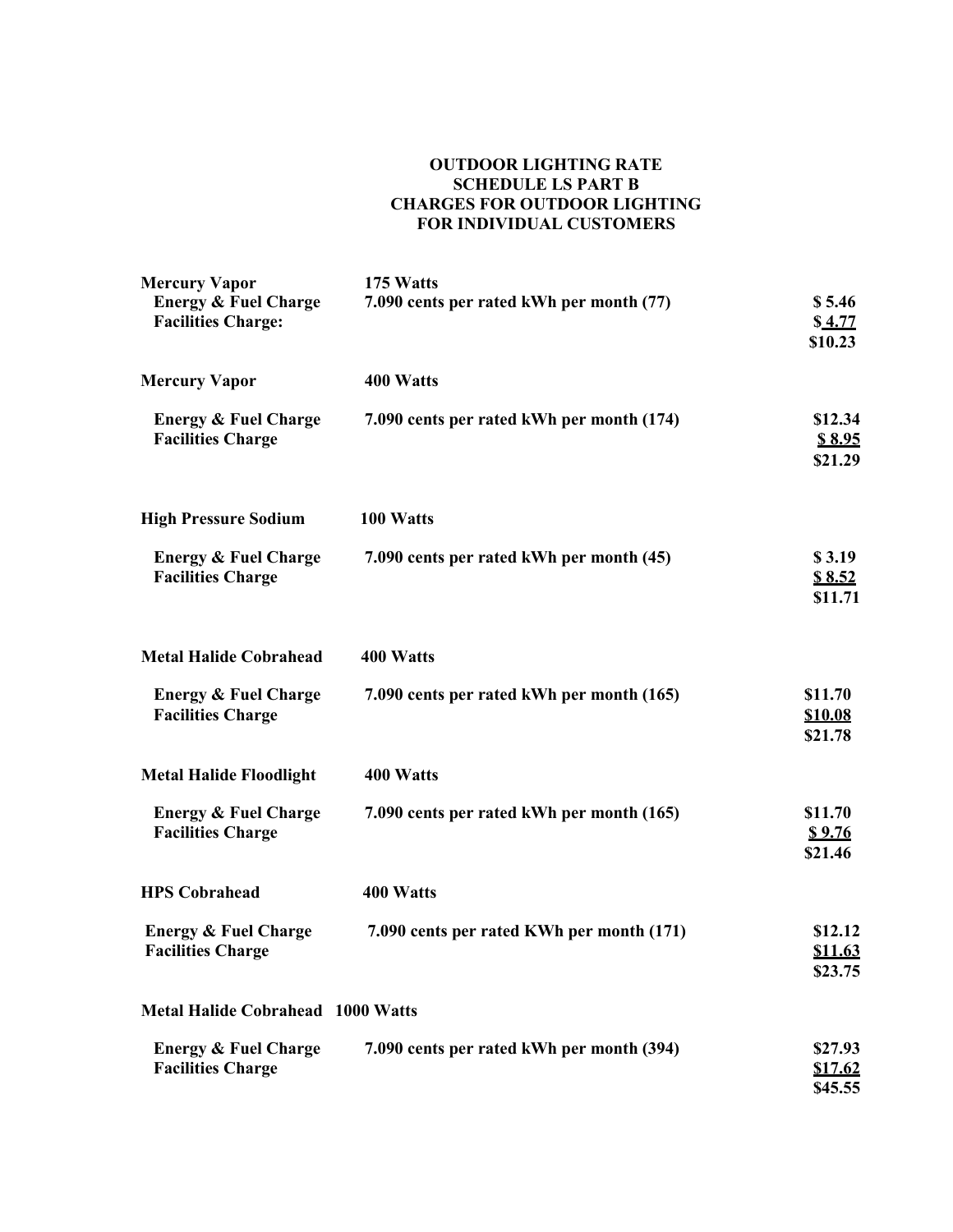**OUTDOOR LIGHTING RATE**
**SCHEDULE LS PART B**
**CHARGES FOR OUTDOOR LIGHTING**
**FOR INDIVIDUAL CUSTOMERS**

| | | |
|---|---|---|
| **Mercury Vapor** | **175 Watts** | |
| **Energy & Fuel Charge** | **7.090 cents per rated kWh per month (77)** | **$ 5.46** |
| **Facilities Charge:** | | **$ 4.77** |
| | | **$10.23** |
| **Mercury Vapor** | **400 Watts** | |
| **Energy & Fuel Charge** | **7.090 cents per rated kWh per month (174)** | **$12.34** |
| **Facilities Charge** | | **$ 8.95** |
| | | **$21.29** |
| **High Pressure Sodium** | **100 Watts** | |
| **Energy & Fuel Charge** | **7.090 cents per rated kWh per month (45)** | **$ 3.19** |
| **Facilities Charge** | | **$ 8.52** |
| | | **$11.71** |
| **Metal Halide Cobrahead** | **400 Watts** | |
| **Energy & Fuel Charge** | **7.090 cents per rated kWh per month (165)** | **$11.70** |
| **Facilities Charge** | | **$10.08** |
| | | **$21.78** |
| **Metal Halide Floodlight** | **400 Watts** | |
| **Energy & Fuel Charge** | **7.090 cents per rated kWh per month (165)** | **$11.70** |
| **Facilities Charge** | | **$ 9.76** |
| | | **$21.46** |
| **HPS Cobrahead** | **400 Watts** | |
| **Energy & Fuel Charge** | **7.090 cents per rated KWh per month (171)** | **$12.12** |
| **Facilities Charge** | | **$11.63** |
| | | **$23.75** |
| **Metal Halide Cobrahead** | **1000 Watts** | |
| **Energy & Fuel Charge** | **7.090 cents per rated kWh per month (394)** | **$27.93** |
| **Facilities Charge** | | **$17.62** |
| | | **$45.55** |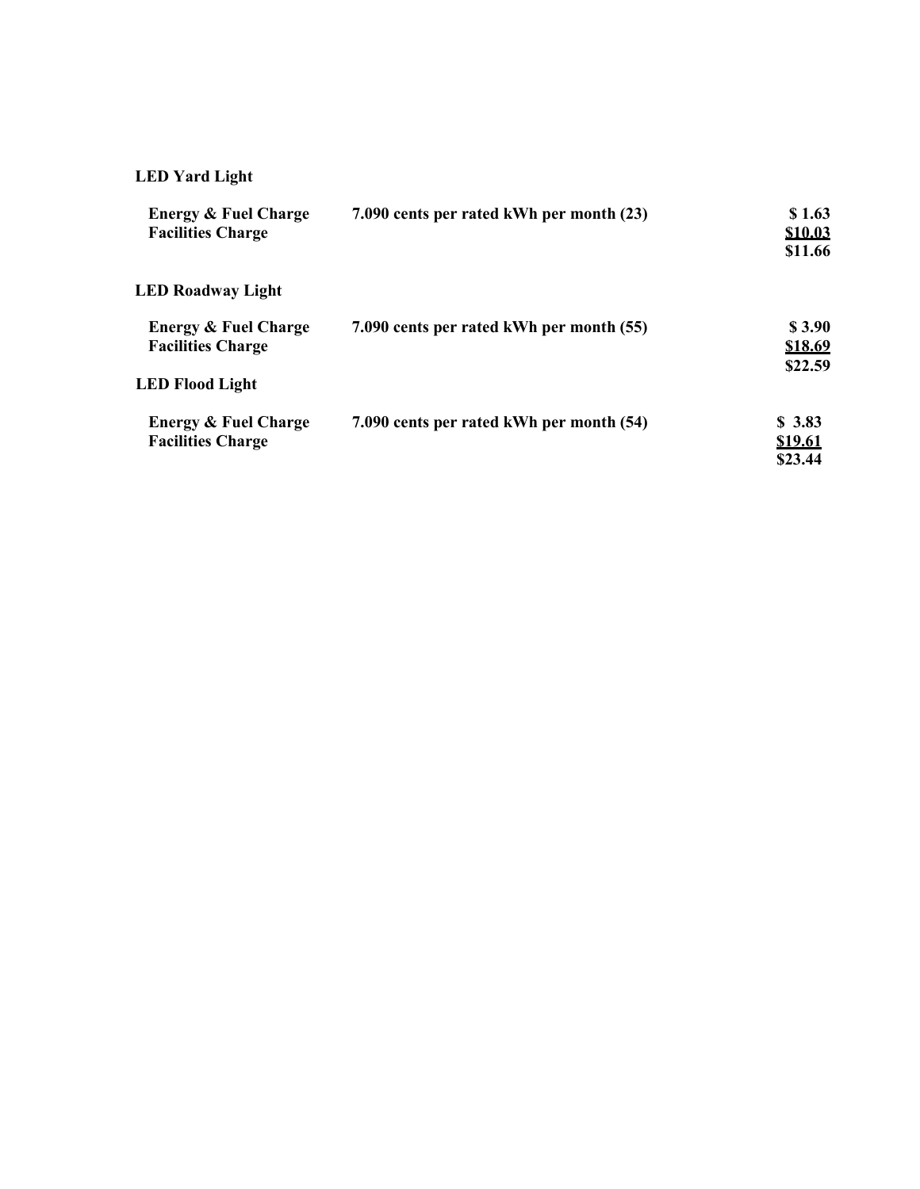**LED Yard Light**

| | | |
|---|---|---|
| **Energy & Fuel Charge** | **7.090 cents per rated kWh per month (23)** | **$ 1.63** |
| **Facilities Charge** | | **<u>$10.03</u>** |
| | | **$11.66** |

**LED Roadway Light**

| | | |
|---|---|---|
| **Energy & Fuel Charge** | **7.090 cents per rated kWh per month (55)** | **$ 3.90** |
| **Facilities Charge** | | **<u>$18.69</u>** |
| | | **$22.59** |

**LED Flood Light**

| | | |
|---|---|---|
| **Energy & Fuel Charge** | **7.090 cents per rated kWh per month (54)** | **$ 3.83** |
| **Facilities Charge** | | **<u>$19.61</u>** |
| | | **$23.44** |